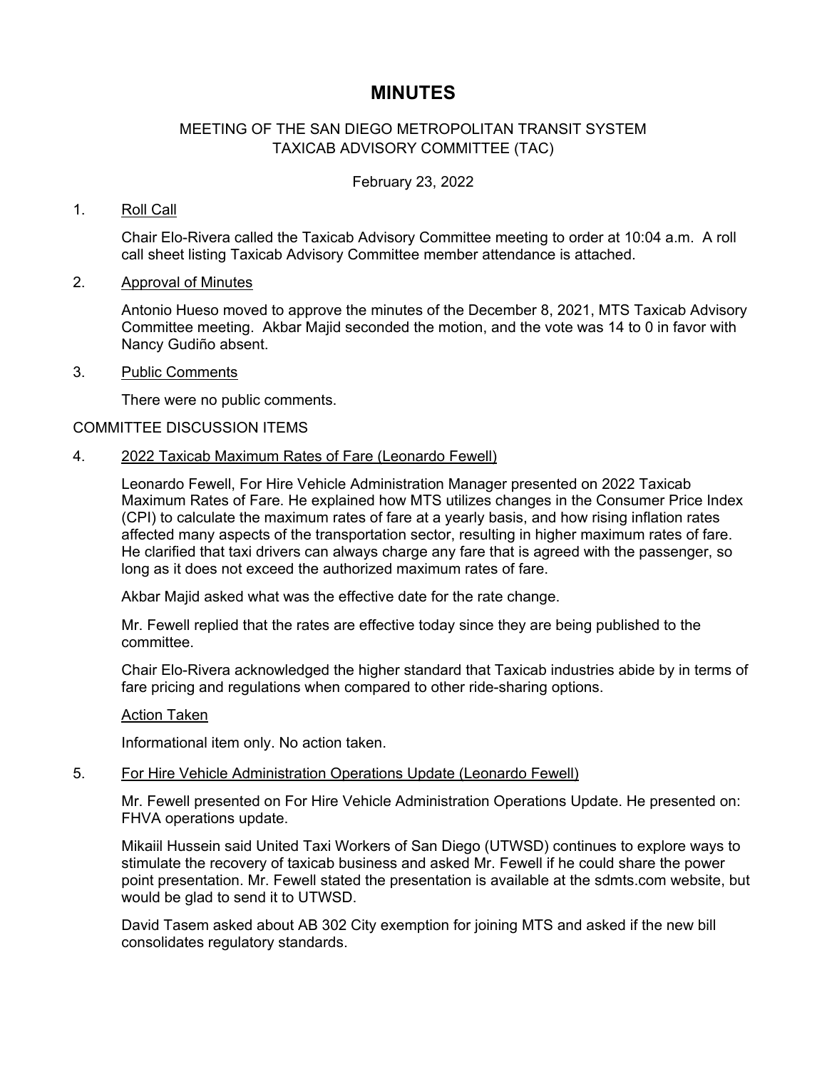# MINUTES

MEETING OF THE SAN DIEGO METROPOLITAN TRANSIT SYSTEM
TAXICAB ADVISORY COMMITTEE (TAC)

February 23, 2022

1. Roll Call

   Chair Elo-Rivera called the Taxicab Advisory Committee meeting to order at 10:04 a.m. A roll call sheet listing Taxicab Advisory Committee member attendance is attached.

2. Approval of Minutes

   Antonio Hueso moved to approve the minutes of the December 8, 2021, MTS Taxicab Advisory Committee meeting. Akbar Majid seconded the motion, and the vote was 14 to 0 in favor with Nancy Gudiño absent.

3. Public Comments

   There were no public comments.

COMMITTEE DISCUSSION ITEMS

4. 2022 Taxicab Maximum Rates of Fare (Leonardo Fewell)

   Leonardo Fewell, For Hire Vehicle Administration Manager presented on 2022 Taxicab Maximum Rates of Fare. He explained how MTS utilizes changes in the Consumer Price Index (CPI) to calculate the maximum rates of fare at a yearly basis, and how rising inflation rates affected many aspects of the transportation sector, resulting in higher maximum rates of fare. He clarified that taxi drivers can always charge any fare that is agreed with the passenger, so long as it does not exceed the authorized maximum rates of fare.

   Akbar Majid asked what was the effective date for the rate change.

   Mr. Fewell replied that the rates are effective today since they are being published to the committee.

   Chair Elo-Rivera acknowledged the higher standard that Taxicab industries abide by in terms of fare pricing and regulations when compared to other ride-sharing options.

   Action Taken

   Informational item only. No action taken.

5. For Hire Vehicle Administration Operations Update (Leonardo Fewell)

   Mr. Fewell presented on For Hire Vehicle Administration Operations Update. He presented on: FHVA operations update.

   Mikaiil Hussein said United Taxi Workers of San Diego (UTWSD) continues to explore ways to stimulate the recovery of taxicab business and asked Mr. Fewell if he could share the power point presentation. Mr. Fewell stated the presentation is available at the sdmts.com website, but would be glad to send it to UTWSD.

   David Tasem asked about AB 302 City exemption for joining MTS and asked if the new bill consolidates regulatory standards.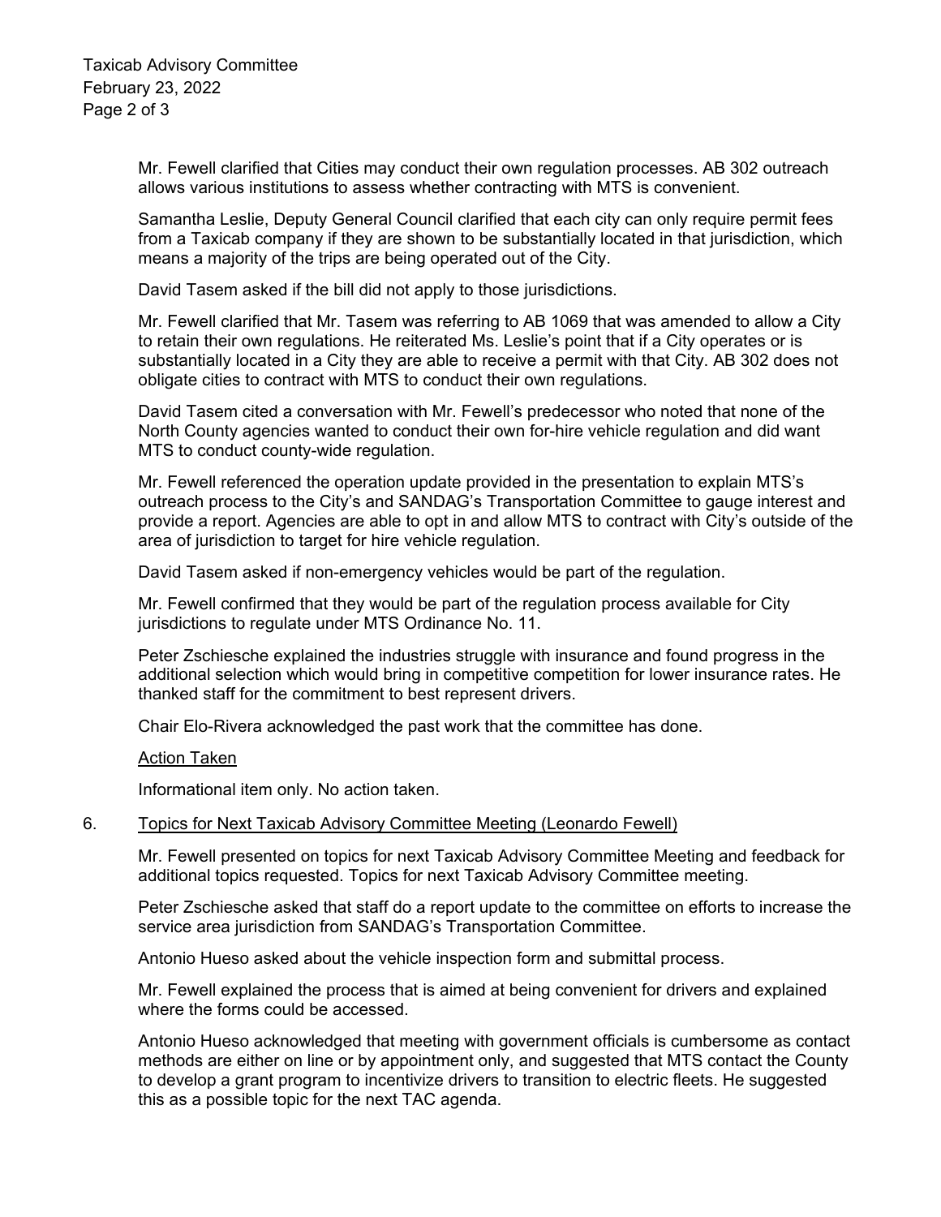Mr. Fewell clarified that Cities may conduct their own regulation processes. AB 302 outreach allows various institutions to assess whether contracting with MTS is convenient.

Samantha Leslie, Deputy General Council clarified that each city can only require permit fees from a Taxicab company if they are shown to be substantially located in that jurisdiction, which means a majority of the trips are being operated out of the City.

David Tasem asked if the bill did not apply to those jurisdictions.

Mr. Fewell clarified that Mr. Tasem was referring to AB 1069 that was amended to allow a City to retain their own regulations. He reiterated Ms. Leslie's point that if a City operates or is substantially located in a City they are able to receive a permit with that City. AB 302 does not obligate cities to contract with MTS to conduct their own regulations.

David Tasem cited a conversation with Mr. Fewell's predecessor who noted that none of the North County agencies wanted to conduct their own for-hire vehicle regulation and did want MTS to conduct county-wide regulation.

Mr. Fewell referenced the operation update provided in the presentation to explain MTS's outreach process to the City's and SANDAG's Transportation Committee to gauge interest and provide a report. Agencies are able to opt in and allow MTS to contract with City's outside of the area of jurisdiction to target for hire vehicle regulation.

David Tasem asked if non-emergency vehicles would be part of the regulation.

Mr. Fewell confirmed that they would be part of the regulation process available for City jurisdictions to regulate under MTS Ordinance No. 11.

Peter Zschiesche explained the industries struggle with insurance and found progress in the additional selection which would bring in competitive competition for lower insurance rates. He thanked staff for the commitment to best represent drivers.

Chair Elo-Rivera acknowledged the past work that the committee has done.

Action Taken

Informational item only. No action taken.

6. Topics for Next Taxicab Advisory Committee Meeting (Leonardo Fewell)

Mr. Fewell presented on topics for next Taxicab Advisory Committee Meeting and feedback for additional topics requested. Topics for next Taxicab Advisory Committee meeting.

Peter Zschiesche asked that staff do a report update to the committee on efforts to increase the service area jurisdiction from SANDAG's Transportation Committee.

Antonio Hueso asked about the vehicle inspection form and submittal process.

Mr. Fewell explained the process that is aimed at being convenient for drivers and explained where the forms could be accessed.

Antonio Hueso acknowledged that meeting with government officials is cumbersome as contact methods are either on line or by appointment only, and suggested that MTS contact the County to develop a grant program to incentivize drivers to transition to electric fleets. He suggested this as a possible topic for the next TAC agenda.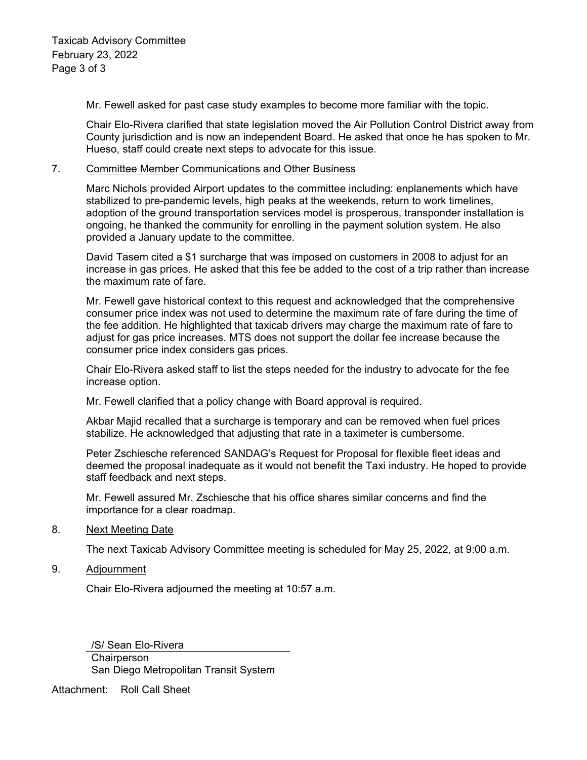Mr. Fewell asked for past case study examples to become more familiar with the topic.

Chair Elo-Rivera clarified that state legislation moved the Air Pollution Control District away from County jurisdiction and is now an independent Board. He asked that once he has spoken to Mr. Hueso, staff could create next steps to advocate for this issue.

7. Committee Member Communications and Other Business

Marc Nichols provided Airport updates to the committee including: enplanements which have stabilized to pre-pandemic levels, high peaks at the weekends, return to work timelines, adoption of the ground transportation services model is prosperous, transponder installation is ongoing, he thanked the community for enrolling in the payment solution system. He also provided a January update to the committee.

David Tasem cited a $1 surcharge that was imposed on customers in 2008 to adjust for an increase in gas prices. He asked that this fee be added to the cost of a trip rather than increase the maximum rate of fare.

Mr. Fewell gave historical context to this request and acknowledged that the comprehensive consumer price index was not used to determine the maximum rate of fare during the time of the fee addition. He highlighted that taxicab drivers may charge the maximum rate of fare to adjust for gas price increases. MTS does not support the dollar fee increase because the consumer price index considers gas prices.

Chair Elo-Rivera asked staff to list the steps needed for the industry to advocate for the fee increase option.

Mr. Fewell clarified that a policy change with Board approval is required.

Akbar Majid recalled that a surcharge is temporary and can be removed when fuel prices stabilize. He acknowledged that adjusting that rate in a taximeter is cumbersome.

Peter Zschiesche referenced SANDAG's Request for Proposal for flexible fleet ideas and deemed the proposal inadequate as it would not benefit the Taxi industry. He hoped to provide staff feedback and next steps.

Mr. Fewell assured Mr. Zschiesche that his office shares similar concerns and find the importance for a clear roadmap.

8. Next Meeting Date

The next Taxicab Advisory Committee meeting is scheduled for May 25, 2022, at 9:00 a.m.

9. Adjournment

Chair Elo-Rivera adjourned the meeting at 10:57 a.m.

/S/ Sean Elo-Rivera
Chairperson
San Diego Metropolitan Transit System

Attachment: Roll Call Sheet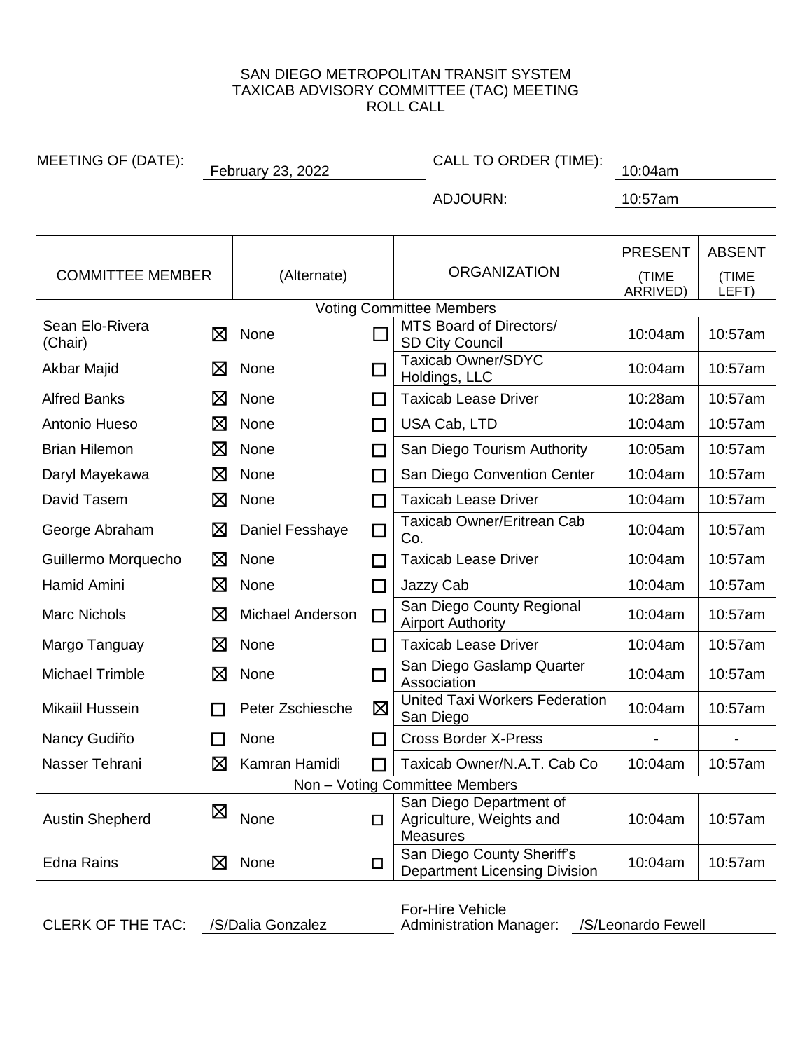SAN DIEGO METROPOLITAN TRANSIT SYSTEM
TAXICAB ADVISORY COMMITTEE (TAC) MEETING
ROLL CALL

MEETING OF (DATE): February 23, 2022

CALL TO ORDER (TIME): 10:04am

ADJOURN: 10:57am

| COMMITTEE MEMBER | | (Alternate) | | ORGANIZATION | PRESENT (TIME ARRIVED) | ABSENT (TIME LEFT) |
|---|---|---|---|---|---|---|
| Voting Committee Members | | | | | | |
| Sean Elo-Rivera (Chair) | ☒ | None | ☐ | MTS Board of Directors/ SD City Council | 10:04am | 10:57am |
| Akbar Majid | ☒ | None | ☐ | Taxicab Owner/SDYC Holdings, LLC | 10:04am | 10:57am |
| Alfred Banks | ☒ | None | ☐ | Taxicab Lease Driver | 10:28am | 10:57am |
| Antonio Hueso | ☒ | None | ☐ | USA Cab, LTD | 10:04am | 10:57am |
| Brian Hilemon | ☒ | None | ☐ | San Diego Tourism Authority | 10:05am | 10:57am |
| Daryl Mayekawa | ☒ | None | ☐ | San Diego Convention Center | 10:04am | 10:57am |
| David Tasem | ☒ | None | ☐ | Taxicab Lease Driver | 10:04am | 10:57am |
| George Abraham | ☒ | Daniel Fesshaye | ☐ | Taxicab Owner/Eritrean Cab Co. | 10:04am | 10:57am |
| Guillermo Morquecho | ☒ | None | ☐ | Taxicab Lease Driver | 10:04am | 10:57am |
| Hamid Amini | ☒ | None | ☐ | Jazzy Cab | 10:04am | 10:57am |
| Marc Nichols | ☒ | Michael Anderson | ☐ | San Diego County Regional Airport Authority | 10:04am | 10:57am |
| Margo Tanguay | ☒ | None | ☐ | Taxicab Lease Driver | 10:04am | 10:57am |
| Michael Trimble | ☒ | None | ☐ | San Diego Gaslamp Quarter Association | 10:04am | 10:57am |
| Mikaiil Hussein | ☐ | Peter Zschiesche | ☒ | United Taxi Workers Federation San Diego | 10:04am | 10:57am |
| Nancy Gudiño | ☐ | None | ☐ | Cross Border X-Press | - | - |
| Nasser Tehrani | ☒ | Kamran Hamidi | ☐ | Taxicab Owner/N.A.T. Cab Co | 10:04am | 10:57am |
| Non – Voting Committee Members | | | | | | |
| Austin Shepherd | ☒ | None | ☐ | San Diego Department of Agriculture, Weights and Measures | 10:04am | 10:57am |
| Edna Rains | ☒ | None | ☐ | San Diego County Sheriff's Department Licensing Division | 10:04am | 10:57am |

CLERK OF THE TAC: /S/Dalia Gonzalez

For-Hire Vehicle Administration Manager: /S/Leonardo Fewell